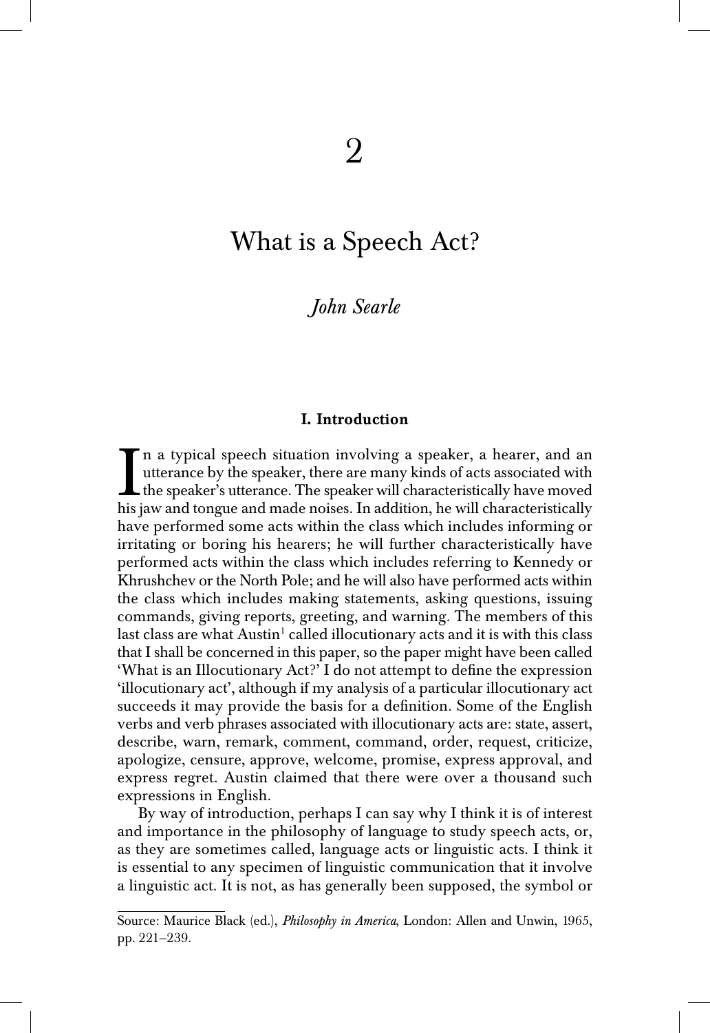# 2

# What is a Speech Act?

## *John Searle*

### I. Introduction

In a typical speech situation involving a speaker, a hearer, and an utterance by the speaker, there are many kinds of acts associated with the speaker's utterance. The speaker will characteristically have moved his jaw and tongue and made noises. In addition, he will characteristically have performed some acts within the class which includes informing or irritating or boring his hearers; he will further characteristically have performed acts within the class which includes referring to Kennedy or Khrushchev or the North Pole; and he will also have performed acts within the class which includes making statements, asking questions, issuing commands, giving reports, greeting, and warning. The members of this last class are what Austin[1] called illocutionary acts and it is with this class that I shall be concerned in this paper, so the paper might have been called 'What is an Illocutionary Act?' I do not attempt to define the expression 'illocutionary act', although if my analysis of a particular illocutionary act succeeds it may provide the basis for a definition. Some of the English verbs and verb phrases associated with illocutionary acts are: state, assert, describe, warn, remark, comment, command, order, request, criticize, apologize, censure, approve, welcome, promise, express approval, and express regret. Austin claimed that there were over a thousand such expressions in English.

By way of introduction, perhaps I can say why I think it is of interest and importance in the philosophy of language to study speech acts, or, as they are sometimes called, language acts or linguistic acts. I think it is essential to any specimen of linguistic communication that it involve a linguistic act. It is not, as has generally been supposed, the symbol or

---

Source: Maurice Black (ed.), *Philosophy in America*, London: Allen and Unwin, 1965, pp. 221–239.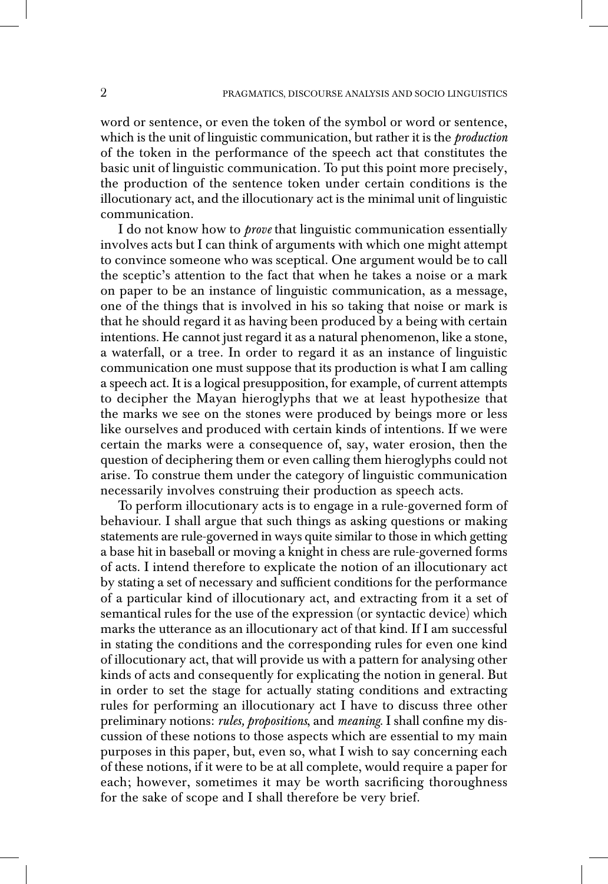word or sentence, or even the token of the symbol or word or sentence, which is the unit of linguistic communication, but rather it is the *production* of the token in the performance of the speech act that constitutes the basic unit of linguistic communication. To put this point more precisely, the production of the sentence token under certain conditions is the illocutionary act, and the illocutionary act is the minimal unit of linguistic communication.

I do not know how to *prove* that linguistic communication essentially involves acts but I can think of arguments with which one might attempt to convince someone who was sceptical. One argument would be to call the sceptic's attention to the fact that when he takes a noise or a mark on paper to be an instance of linguistic communication, as a message, one of the things that is involved in his so taking that noise or mark is that he should regard it as having been produced by a being with certain intentions. He cannot just regard it as a natural phenomenon, like a stone, a waterfall, or a tree. In order to regard it as an instance of linguistic communication one must suppose that its production is what I am calling a speech act. It is a logical presupposition, for example, of current attempts to decipher the Mayan hieroglyphs that we at least hypothesize that the marks we see on the stones were produced by beings more or less like ourselves and produced with certain kinds of intentions. If we were certain the marks were a consequence of, say, water erosion, then the question of deciphering them or even calling them hieroglyphs could not arise. To construe them under the category of linguistic communication necessarily involves construing their production as speech acts.

To perform illocutionary acts is to engage in a rule-governed form of behaviour. I shall argue that such things as asking questions or making statements are rule-governed in ways quite similar to those in which getting a base hit in baseball or moving a knight in chess are rule-governed forms of acts. I intend therefore to explicate the notion of an illocutionary act by stating a set of necessary and sufficient conditions for the performance of a particular kind of illocutionary act, and extracting from it a set of semantical rules for the use of the expression (or syntactic device) which marks the utterance as an illocutionary act of that kind. If I am successful in stating the conditions and the corresponding rules for even one kind of illocutionary act, that will provide us with a pattern for analysing other kinds of acts and consequently for explicating the notion in general. But in order to set the stage for actually stating conditions and extracting rules for performing an illocutionary act I have to discuss three other preliminary notions: *rules, propositions*, and *meaning*. I shall confine my discussion of these notions to those aspects which are essential to my main purposes in this paper, but, even so, what I wish to say concerning each of these notions, if it were to be at all complete, would require a paper for each; however, sometimes it may be worth sacrificing thoroughness for the sake of scope and I shall therefore be very brief.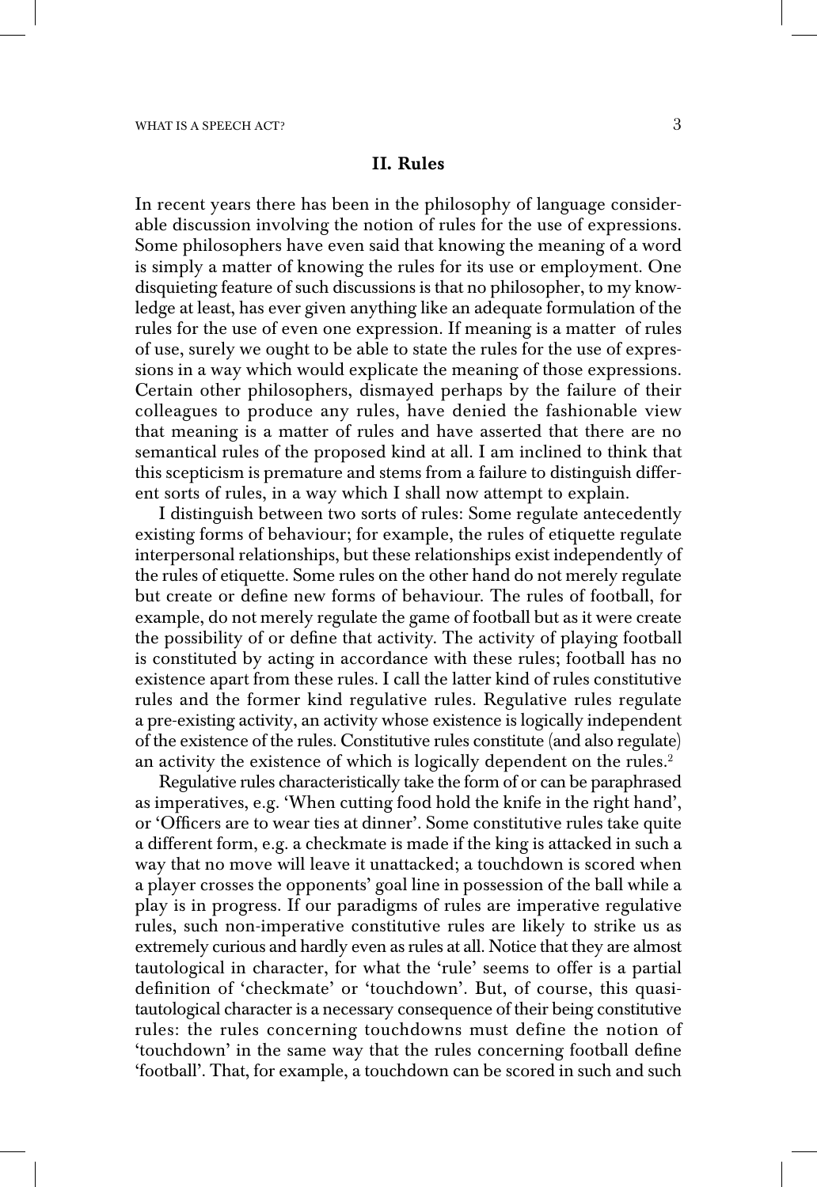## II. Rules

In recent years there has been in the philosophy of language considerable discussion involving the notion of rules for the use of expressions. Some philosophers have even said that knowing the meaning of a word is simply a matter of knowing the rules for its use or employment. One disquieting feature of such discussions is that no philosopher, to my knowledge at least, has ever given anything like an adequate formulation of the rules for the use of even one expression. If meaning is a matter of rules of use, surely we ought to be able to state the rules for the use of expressions in a way which would explicate the meaning of those expressions. Certain other philosophers, dismayed perhaps by the failure of their colleagues to produce any rules, have denied the fashionable view that meaning is a matter of rules and have asserted that there are no semantical rules of the proposed kind at all. I am inclined to think that this scepticism is premature and stems from a failure to distinguish different sorts of rules, in a way which I shall now attempt to explain.

I distinguish between two sorts of rules: Some regulate antecedently existing forms of behaviour; for example, the rules of etiquette regulate interpersonal relationships, but these relationships exist independently of the rules of etiquette. Some rules on the other hand do not merely regulate but create or define new forms of behaviour. The rules of football, for example, do not merely regulate the game of football but as it were create the possibility of or define that activity. The activity of playing football is constituted by acting in accordance with these rules; football has no existence apart from these rules. I call the latter kind of rules constitutive rules and the former kind regulative rules. Regulative rules regulate a pre-existing activity, an activity whose existence is logically independent of the existence of the rules. Constitutive rules constitute (and also regulate) an activity the existence of which is logically dependent on the rules.[2]

Regulative rules characteristically take the form of or can be paraphrased as imperatives, e.g. 'When cutting food hold the knife in the right hand', or 'Officers are to wear ties at dinner'. Some constitutive rules take quite a different form, e.g. a checkmate is made if the king is attacked in such a way that no move will leave it unattacked; a touchdown is scored when a player crosses the opponents' goal line in possession of the ball while a play is in progress. If our paradigms of rules are imperative regulative rules, such non-imperative constitutive rules are likely to strike us as extremely curious and hardly even as rules at all. Notice that they are almost tautological in character, for what the 'rule' seems to offer is a partial definition of 'checkmate' or 'touchdown'. But, of course, this quasi-tautological character is a necessary consequence of their being constitutive rules: the rules concerning touchdowns must define the notion of 'touchdown' in the same way that the rules concerning football define 'football'. That, for example, a touchdown can be scored in such and such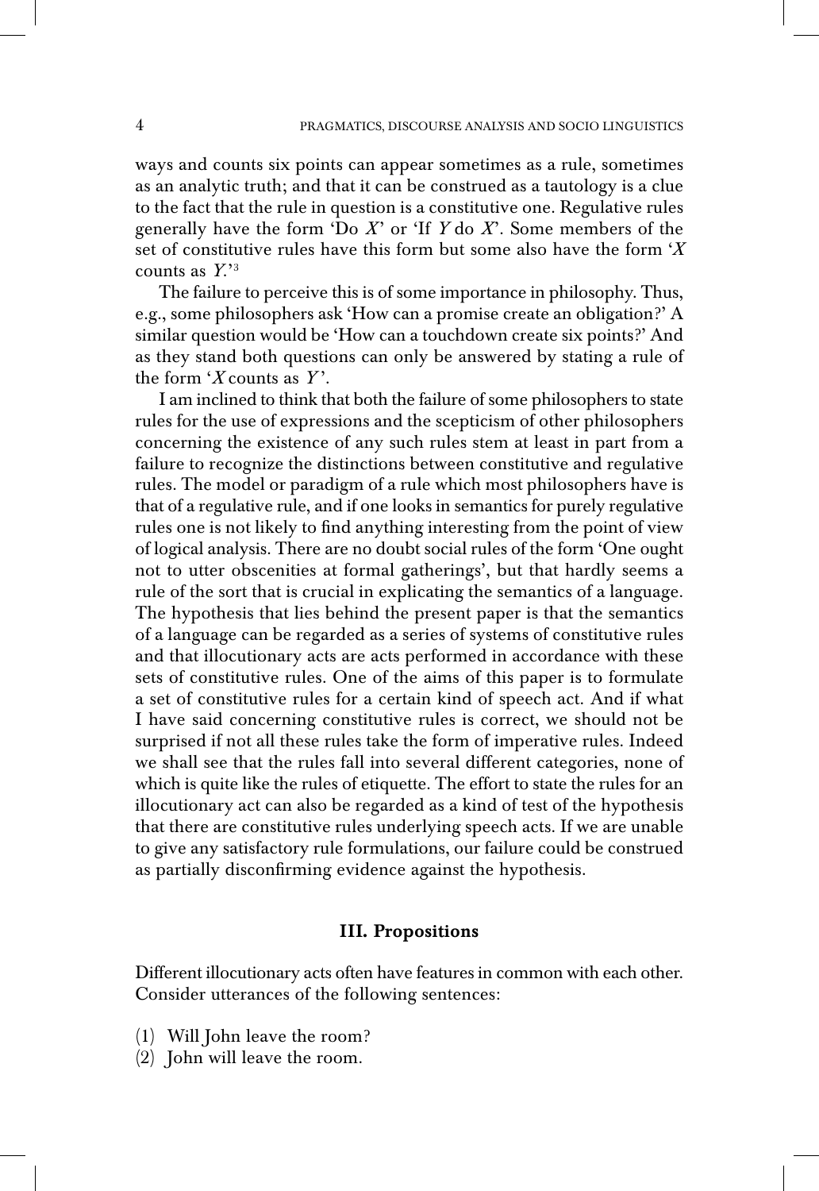ways and counts six points can appear sometimes as a rule, sometimes as an analytic truth; and that it can be construed as a tautology is a clue to the fact that the rule in question is a constitutive one. Regulative rules generally have the form 'Do *X*' or 'If *Y* do *X*'. Some members of the set of constitutive rules have this form but some also have the form '*X* counts as *Y*.'[3]

The failure to perceive this is of some importance in philosophy. Thus, e.g., some philosophers ask 'How can a promise create an obligation?' A similar question would be 'How can a touchdown create six points?' And as they stand both questions can only be answered by stating a rule of the form '*X* counts as *Y*'.

I am inclined to think that both the failure of some philosophers to state rules for the use of expressions and the scepticism of other philosophers concerning the existence of any such rules stem at least in part from a failure to recognize the distinctions between constitutive and regulative rules. The model or paradigm of a rule which most philosophers have is that of a regulative rule, and if one looks in semantics for purely regulative rules one is not likely to find anything interesting from the point of view of logical analysis. There are no doubt social rules of the form 'One ought not to utter obscenities at formal gatherings', but that hardly seems a rule of the sort that is crucial in explicating the semantics of a language. The hypothesis that lies behind the present paper is that the semantics of a language can be regarded as a series of systems of constitutive rules and that illocutionary acts are acts performed in accordance with these sets of constitutive rules. One of the aims of this paper is to formulate a set of constitutive rules for a certain kind of speech act. And if what I have said concerning constitutive rules is correct, we should not be surprised if not all these rules take the form of imperative rules. Indeed we shall see that the rules fall into several different categories, none of which is quite like the rules of etiquette. The effort to state the rules for an illocutionary act can also be regarded as a kind of test of the hypothesis that there are constitutive rules underlying speech acts. If we are unable to give any satisfactory rule formulations, our failure could be construed as partially disconfirming evidence against the hypothesis.

## III. Propositions

Different illocutionary acts often have features in common with each other. Consider utterances of the following sentences:

(1) Will John leave the room?
(2) John will leave the room.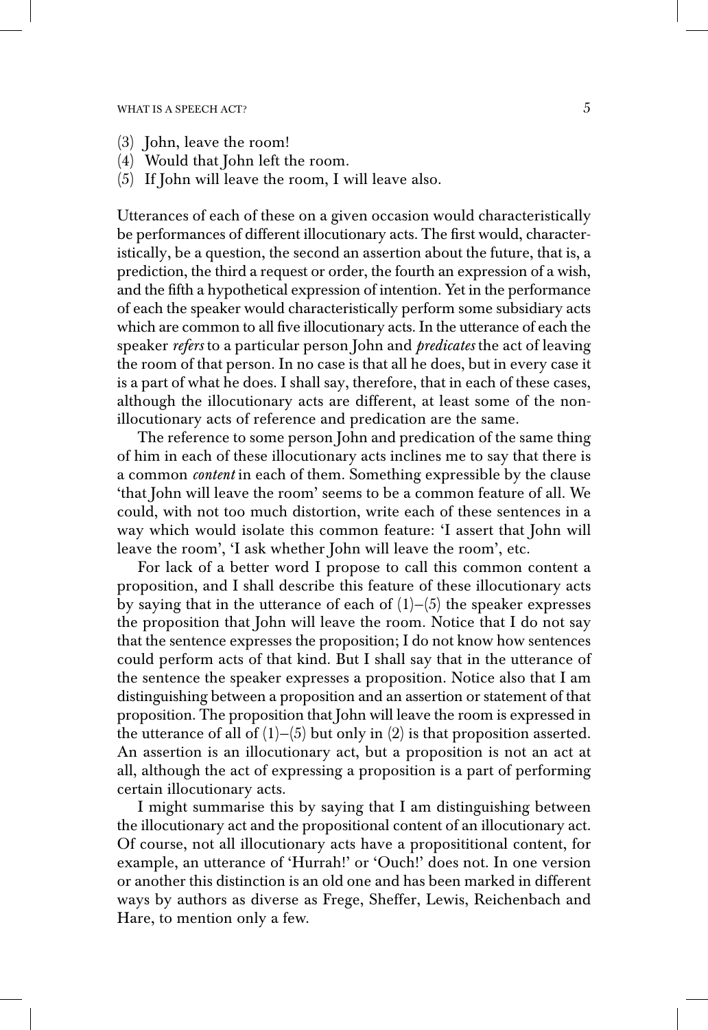(3) John, leave the room!
(4) Would that John left the room.
(5) If John will leave the room, I will leave also.

Utterances of each of these on a given occasion would characteristically be performances of different illocutionary acts. The first would, characteristically, be a question, the second an assertion about the future, that is, a prediction, the third a request or order, the fourth an expression of a wish, and the fifth a hypothetical expression of intention. Yet in the performance of each the speaker would characteristically perform some subsidiary acts which are common to all five illocutionary acts. In the utterance of each the speaker *refers* to a particular person John and *predicates* the act of leaving the room of that person. In no case is that all he does, but in every case it is a part of what he does. I shall say, therefore, that in each of these cases, although the illocutionary acts are different, at least some of the non-illocutionary acts of reference and predication are the same.

The reference to some person John and predication of the same thing of him in each of these illocutionary acts inclines me to say that there is a common *content* in each of them. Something expressible by the clause 'that John will leave the room' seems to be a common feature of all. We could, with not too much distortion, write each of these sentences in a way which would isolate this common feature: 'I assert that John will leave the room', 'I ask whether John will leave the room', etc.

For lack of a better word I propose to call this common content a proposition, and I shall describe this feature of these illocutionary acts by saying that in the utterance of each of (1)–(5) the speaker expresses the proposition that John will leave the room. Notice that I do not say that the sentence expresses the proposition; I do not know how sentences could perform acts of that kind. But I shall say that in the utterance of the sentence the speaker expresses a proposition. Notice also that I am distinguishing between a proposition and an assertion or statement of that proposition. The proposition that John will leave the room is expressed in the utterance of all of (1)–(5) but only in (2) is that proposition asserted. An assertion is an illocutionary act, but a proposition is not an act at all, although the act of expressing a proposition is a part of performing certain illocutionary acts.

I might summarise this by saying that I am distinguishing between the illocutionary act and the propositional content of an illocutionary act. Of course, not all illocutionary acts have a propositiitional content, for example, an utterance of 'Hurrah!' or 'Ouch!' does not. In one version or another this distinction is an old one and has been marked in different ways by authors as diverse as Frege, Sheffer, Lewis, Reichenbach and Hare, to mention only a few.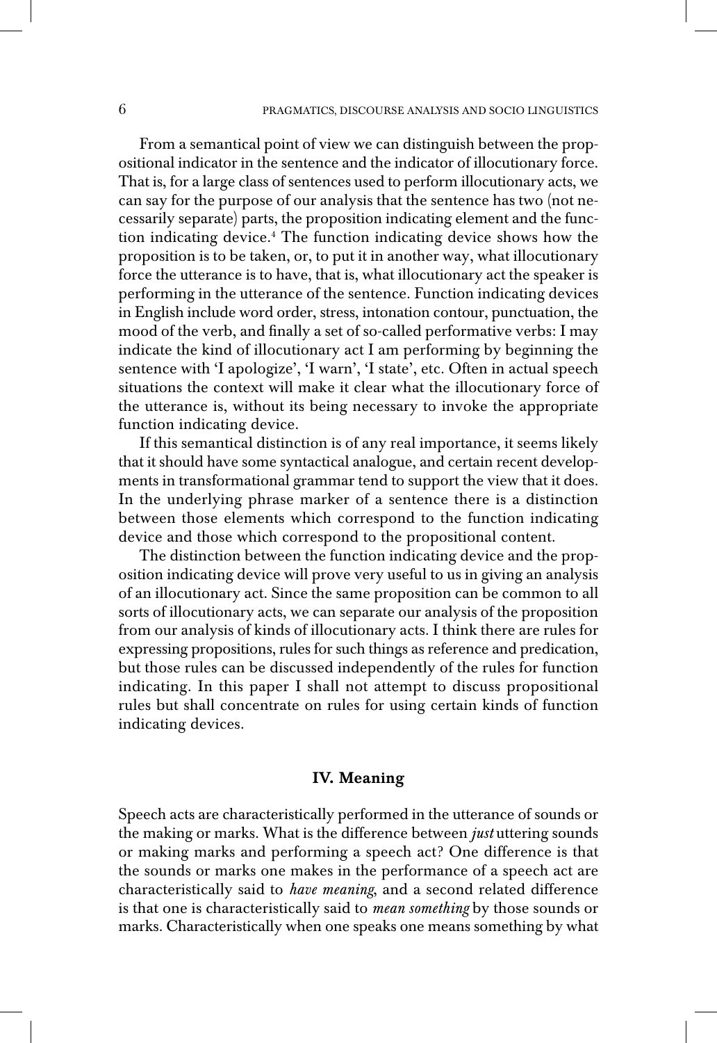From a semantical point of view we can distinguish between the propositional indicator in the sentence and the indicator of illocutionary force. That is, for a large class of sentences used to perform illocutionary acts, we can say for the purpose of our analysis that the sentence has two (not necessarily separate) parts, the proposition indicating element and the function indicating device.[4] The function indicating device shows how the proposition is to be taken, or, to put it in another way, what illocutionary force the utterance is to have, that is, what illocutionary act the speaker is performing in the utterance of the sentence. Function indicating devices in English include word order, stress, intonation contour, punctuation, the mood of the verb, and finally a set of so-called performative verbs: I may indicate the kind of illocutionary act I am performing by beginning the sentence with 'I apologize', 'I warn', 'I state', etc. Often in actual speech situations the context will make it clear what the illocutionary force of the utterance is, without its being necessary to invoke the appropriate function indicating device.

If this semantical distinction is of any real importance, it seems likely that it should have some syntactical analogue, and certain recent developments in transformational grammar tend to support the view that it does. In the underlying phrase marker of a sentence there is a distinction between those elements which correspond to the function indicating device and those which correspond to the propositional content.

The distinction between the function indicating device and the proposition indicating device will prove very useful to us in giving an analysis of an illocutionary act. Since the same proposition can be common to all sorts of illocutionary acts, we can separate our analysis of the proposition from our analysis of kinds of illocutionary acts. I think there are rules for expressing propositions, rules for such things as reference and predication, but those rules can be discussed independently of the rules for function indicating. In this paper I shall not attempt to discuss propositional rules but shall concentrate on rules for using certain kinds of function indicating devices.

## IV. Meaning

Speech acts are characteristically performed in the utterance of sounds or the making or marks. What is the difference between *just* uttering sounds or making marks and performing a speech act? One difference is that the sounds or marks one makes in the performance of a speech act are characteristically said to *have meaning*, and a second related difference is that one is characteristically said to *mean something* by those sounds or marks. Characteristically when one speaks one means something by what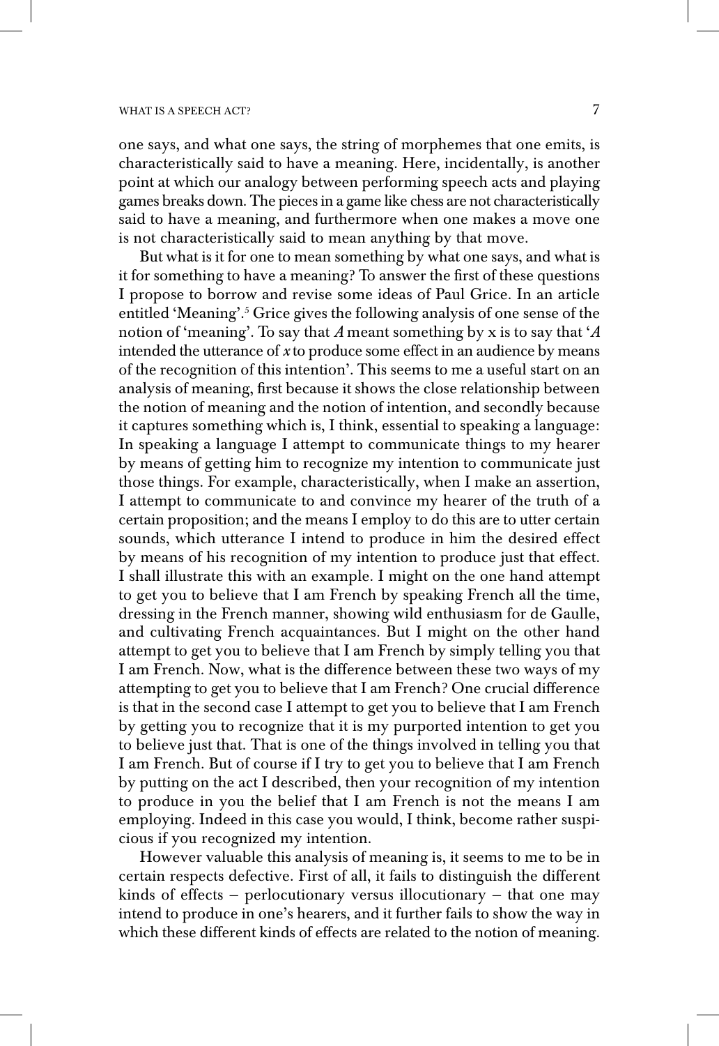one says, and what one says, the string of morphemes that one emits, is characteristically said to have a meaning. Here, incidentally, is another point at which our analogy between performing speech acts and playing games breaks down. The pieces in a game like chess are not characteristically said to have a meaning, and furthermore when one makes a move one is not characteristically said to mean anything by that move.

But what is it for one to mean something by what one says, and what is it for something to have a meaning? To answer the first of these questions I propose to borrow and revise some ideas of Paul Grice. In an article entitled 'Meaning'.[5] Grice gives the following analysis of one sense of the notion of 'meaning'. To say that *A* meant something by x is to say that '*A* intended the utterance of *x* to produce some effect in an audience by means of the recognition of this intention'. This seems to me a useful start on an analysis of meaning, first because it shows the close relationship between the notion of meaning and the notion of intention, and secondly because it captures something which is, I think, essential to speaking a language: In speaking a language I attempt to communicate things to my hearer by means of getting him to recognize my intention to communicate just those things. For example, characteristically, when I make an assertion, I attempt to communicate to and convince my hearer of the truth of a certain proposition; and the means I employ to do this are to utter certain sounds, which utterance I intend to produce in him the desired effect by means of his recognition of my intention to produce just that effect. I shall illustrate this with an example. I might on the one hand attempt to get you to believe that I am French by speaking French all the time, dressing in the French manner, showing wild enthusiasm for de Gaulle, and cultivating French acquaintances. But I might on the other hand attempt to get you to believe that I am French by simply telling you that I am French. Now, what is the difference between these two ways of my attempting to get you to believe that I am French? One crucial difference is that in the second case I attempt to get you to believe that I am French by getting you to recognize that it is my purported intention to get you to believe just that. That is one of the things involved in telling you that I am French. But of course if I try to get you to believe that I am French by putting on the act I described, then your recognition of my intention to produce in you the belief that I am French is not the means I am employing. Indeed in this case you would, I think, become rather suspicious if you recognized my intention.

However valuable this analysis of meaning is, it seems to me to be in certain respects defective. First of all, it fails to distinguish the different kinds of effects – perlocutionary versus illocutionary – that one may intend to produce in one's hearers, and it further fails to show the way in which these different kinds of effects are related to the notion of meaning.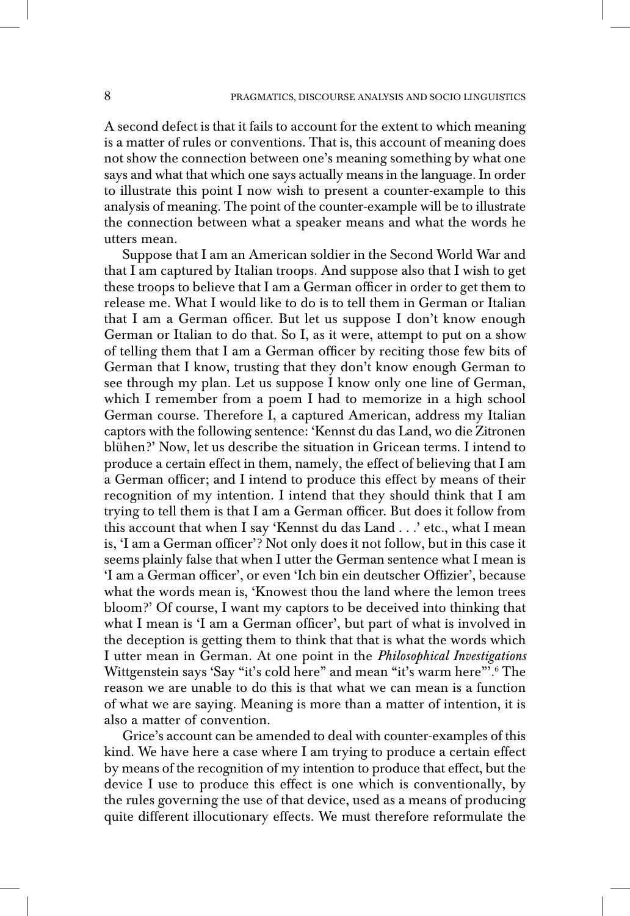A second defect is that it fails to account for the extent to which meaning is a matter of rules or conventions. That is, this account of meaning does not show the connection between one's meaning something by what one says and what that which one says actually means in the language. In order to illustrate this point I now wish to present a counter-example to this analysis of meaning. The point of the counter-example will be to illustrate the connection between what a speaker means and what the words he utters mean.

Suppose that I am an American soldier in the Second World War and that I am captured by Italian troops. And suppose also that I wish to get these troops to believe that I am a German officer in order to get them to release me. What I would like to do is to tell them in German or Italian that I am a German officer. But let us suppose I don't know enough German or Italian to do that. So I, as it were, attempt to put on a show of telling them that I am a German officer by reciting those few bits of German that I know, trusting that they don't know enough German to see through my plan. Let us suppose I know only one line of German, which I remember from a poem I had to memorize in a high school German course. Therefore I, a captured American, address my Italian captors with the following sentence: 'Kennst du das Land, wo die Zitronen blühen?' Now, let us describe the situation in Gricean terms. I intend to produce a certain effect in them, namely, the effect of believing that I am a German officer; and I intend to produce this effect by means of their recognition of my intention. I intend that they should think that I am trying to tell them is that I am a German officer. But does it follow from this account that when I say 'Kennst du das Land . . .' etc., what I mean is, 'I am a German officer'? Not only does it not follow, but in this case it seems plainly false that when I utter the German sentence what I mean is 'I am a German officer', or even 'Ich bin ein deutscher Offizier', because what the words mean is, 'Knowest thou the land where the lemon trees bloom?' Of course, I want my captors to be deceived into thinking that what I mean is 'I am a German officer', but part of what is involved in the deception is getting them to think that that is what the words which I utter mean in German. At one point in the *Philosophical Investigations* Wittgenstein says 'Say "it's cold here" and mean "it's warm here"'.[6] The reason we are unable to do this is that what we can mean is a function of what we are saying. Meaning is more than a matter of intention, it is also a matter of convention.

Grice's account can be amended to deal with counter-examples of this kind. We have here a case where I am trying to produce a certain effect by means of the recognition of my intention to produce that effect, but the device I use to produce this effect is one which is conventionally, by the rules governing the use of that device, used as a means of producing quite different illocutionary effects. We must therefore reformulate the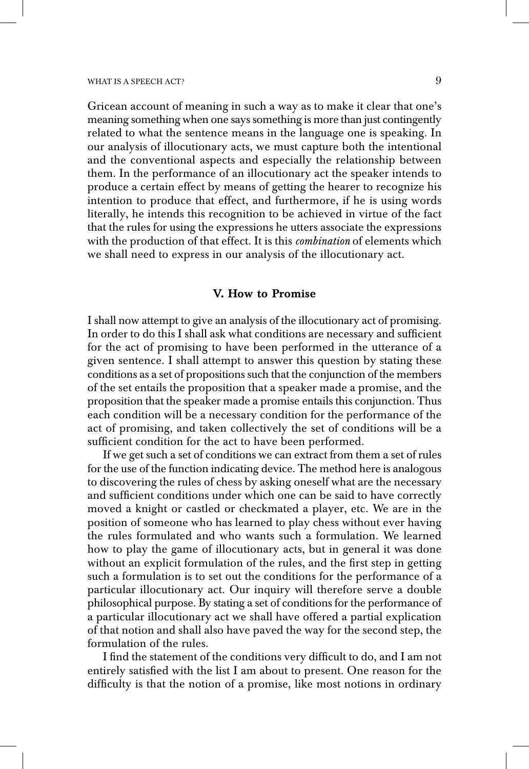Gricean account of meaning in such a way as to make it clear that one's meaning something when one says something is more than just contingently related to what the sentence means in the language one is speaking. In our analysis of illocutionary acts, we must capture both the intentional and the conventional aspects and especially the relationship between them. In the performance of an illocutionary act the speaker intends to produce a certain effect by means of getting the hearer to recognize his intention to produce that effect, and furthermore, if he is using words literally, he intends this recognition to be achieved in virtue of the fact that the rules for using the expressions he utters associate the expressions with the production of that effect. It is this *combination* of elements which we shall need to express in our analysis of the illocutionary act.

## V. How to Promise

I shall now attempt to give an analysis of the illocutionary act of promising. In order to do this I shall ask what conditions are necessary and sufficient for the act of promising to have been performed in the utterance of a given sentence. I shall attempt to answer this question by stating these conditions as a set of propositions such that the conjunction of the members of the set entails the proposition that a speaker made a promise, and the proposition that the speaker made a promise entails this conjunction. Thus each condition will be a necessary condition for the performance of the act of promising, and taken collectively the set of conditions will be a sufficient condition for the act to have been performed.

If we get such a set of conditions we can extract from them a set of rules for the use of the function indicating device. The method here is analogous to discovering the rules of chess by asking oneself what are the necessary and sufficient conditions under which one can be said to have correctly moved a knight or castled or checkmated a player, etc. We are in the position of someone who has learned to play chess without ever having the rules formulated and who wants such a formulation. We learned how to play the game of illocutionary acts, but in general it was done without an explicit formulation of the rules, and the first step in getting such a formulation is to set out the conditions for the performance of a particular illocutionary act. Our inquiry will therefore serve a double philosophical purpose. By stating a set of conditions for the performance of a particular illocutionary act we shall have offered a partial explication of that notion and shall also have paved the way for the second step, the formulation of the rules.

I find the statement of the conditions very difficult to do, and I am not entirely satisfied with the list I am about to present. One reason for the difficulty is that the notion of a promise, like most notions in ordinary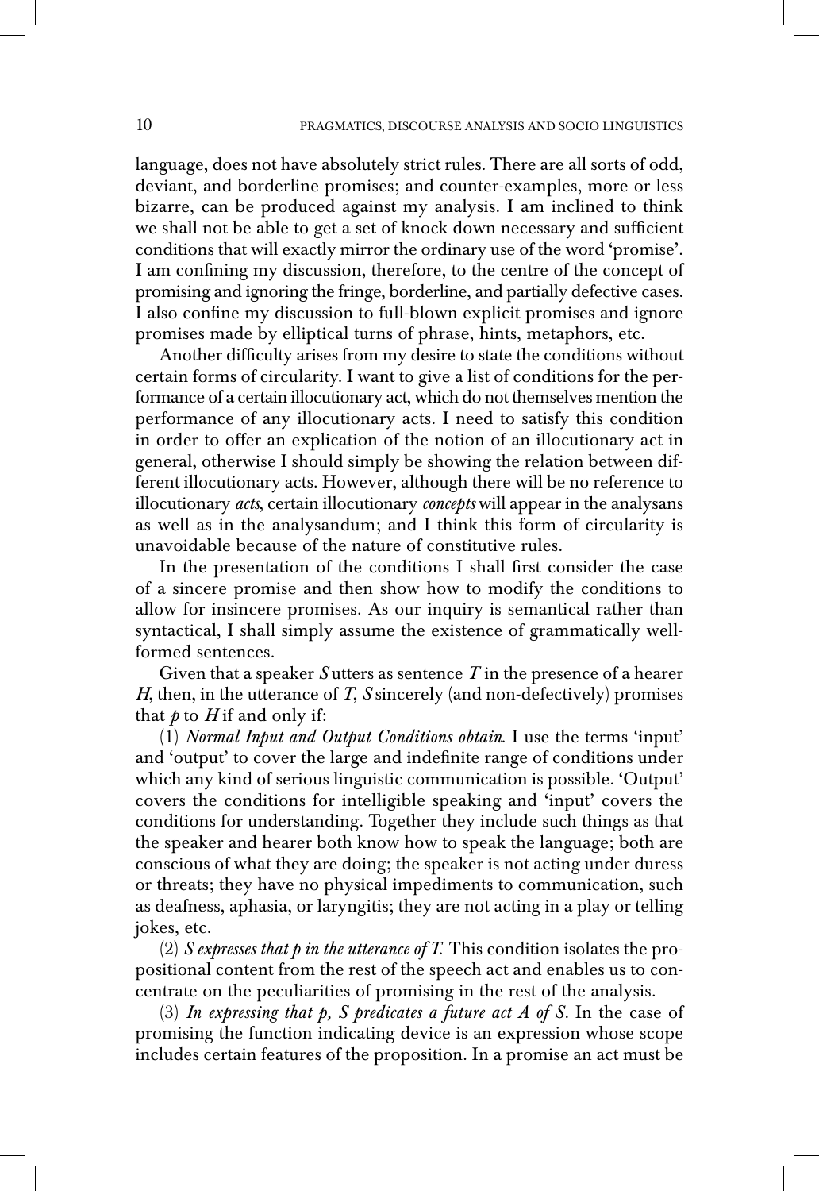language, does not have absolutely strict rules. There are all sorts of odd, deviant, and borderline promises; and counter-examples, more or less bizarre, can be produced against my analysis. I am inclined to think we shall not be able to get a set of knock down necessary and sufficient conditions that will exactly mirror the ordinary use of the word 'promise'. I am confining my discussion, therefore, to the centre of the concept of promising and ignoring the fringe, borderline, and partially defective cases. I also confine my discussion to full-blown explicit promises and ignore promises made by elliptical turns of phrase, hints, metaphors, etc.

Another difficulty arises from my desire to state the conditions without certain forms of circularity. I want to give a list of conditions for the performance of a certain illocutionary act, which do not themselves mention the performance of any illocutionary acts. I need to satisfy this condition in order to offer an explication of the notion of an illocutionary act in general, otherwise I should simply be showing the relation between different illocutionary acts. However, although there will be no reference to illocutionary *acts*, certain illocutionary *concepts* will appear in the analysans as well as in the analysandum; and I think this form of circularity is unavoidable because of the nature of constitutive rules.

In the presentation of the conditions I shall first consider the case of a sincere promise and then show how to modify the conditions to allow for insincere promises. As our inquiry is semantical rather than syntactical, I shall simply assume the existence of grammatically well-formed sentences.

Given that a speaker *S* utters as sentence *T* in the presence of a hearer *H*, then, in the utterance of *T*, *S* sincerely (and non-defectively) promises that *p* to *H* if and only if:

(1) *Normal Input and Output Conditions obtain*. I use the terms 'input' and 'output' to cover the large and indefinite range of conditions under which any kind of serious linguistic communication is possible. 'Output' covers the conditions for intelligible speaking and 'input' covers the conditions for understanding. Together they include such things as that the speaker and hearer both know how to speak the language; both are conscious of what they are doing; the speaker is not acting under duress or threats; they have no physical impediments to communication, such as deafness, aphasia, or laryngitis; they are not acting in a play or telling jokes, etc.

(2) *S expresses that p in the utterance of T.* This condition isolates the propositional content from the rest of the speech act and enables us to concentrate on the peculiarities of promising in the rest of the analysis.

(3) *In expressing that p, S predicates a future act A of S*. In the case of promising the function indicating device is an expression whose scope includes certain features of the proposition. In a promise an act must be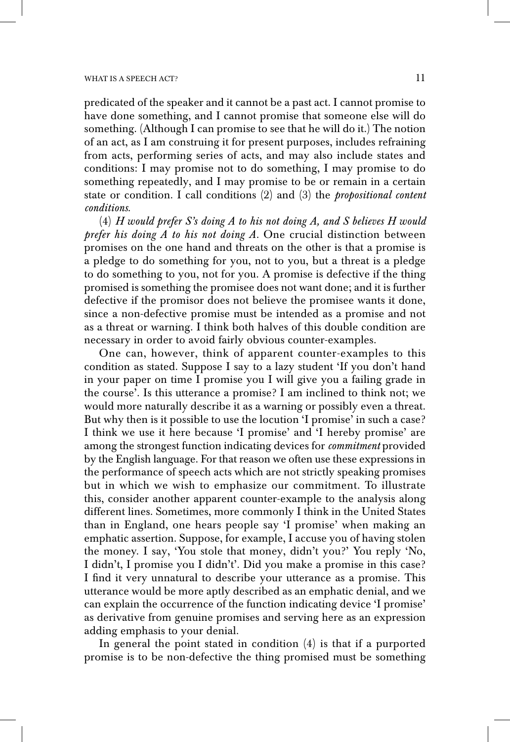predicated of the speaker and it cannot be a past act. I cannot promise to have done something, and I cannot promise that someone else will do something. (Although I can promise to see that he will do it.) The notion of an act, as I am construing it for present purposes, includes refraining from acts, performing series of acts, and may also include states and conditions: I may promise not to do something, I may promise to do something repeatedly, and I may promise to be or remain in a certain state or condition. I call conditions (2) and (3) the *propositional content conditions.*

(4) *H would prefer S's doing A to his not doing A, and S believes H would prefer his doing A to his not doing A.* One crucial distinction between promises on the one hand and threats on the other is that a promise is a pledge to do something for you, not to you, but a threat is a pledge to do something to you, not for you. A promise is defective if the thing promised is something the promisee does not want done; and it is further defective if the promisor does not believe the promisee wants it done, since a non-defective promise must be intended as a promise and not as a threat or warning. I think both halves of this double condition are necessary in order to avoid fairly obvious counter-examples.

One can, however, think of apparent counter-examples to this condition as stated. Suppose I say to a lazy student 'If you don't hand in your paper on time I promise you I will give you a failing grade in the course'. Is this utterance a promise? I am inclined to think not; we would more naturally describe it as a warning or possibly even a threat. But why then is it possible to use the locution 'I promise' in such a case? I think we use it here because 'I promise' and 'I hereby promise' are among the strongest function indicating devices for *commitment* provided by the English language. For that reason we often use these expressions in the performance of speech acts which are not strictly speaking promises but in which we wish to emphasize our commitment. To illustrate this, consider another apparent counter-example to the analysis along different lines. Sometimes, more commonly I think in the United States than in England, one hears people say 'I promise' when making an emphatic assertion. Suppose, for example, I accuse you of having stolen the money. I say, 'You stole that money, didn't you?' You reply 'No, I didn't, I promise you I didn't'. Did you make a promise in this case? I find it very unnatural to describe your utterance as a promise. This utterance would be more aptly described as an emphatic denial, and we can explain the occurrence of the function indicating device 'I promise' as derivative from genuine promises and serving here as an expression adding emphasis to your denial.

In general the point stated in condition (4) is that if a purported promise is to be non-defective the thing promised must be something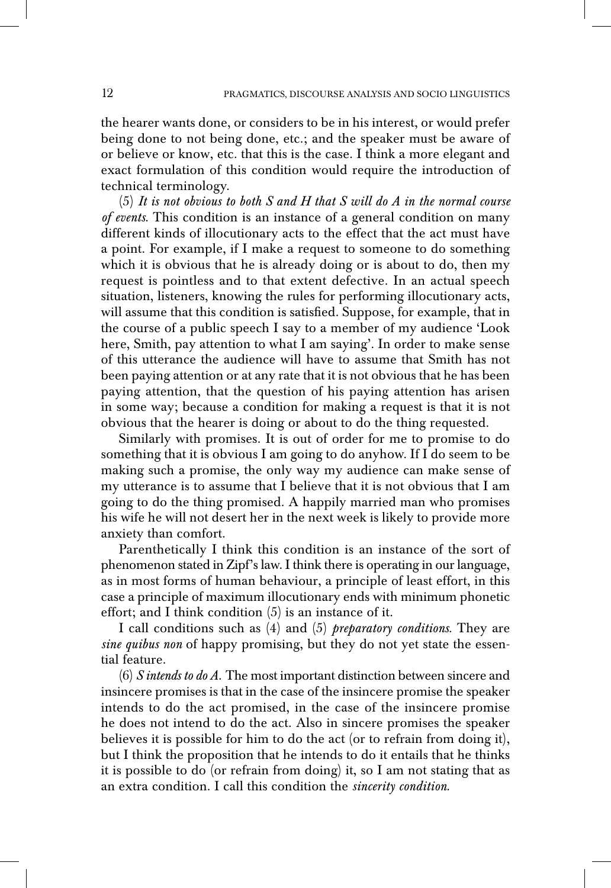the hearer wants done, or considers to be in his interest, or would prefer being done to not being done, etc.; and the speaker must be aware of or believe or know, etc. that this is the case. I think a more elegant and exact formulation of this condition would require the introduction of technical terminology.

(5) *It is not obvious to both S and H that S will do A in the normal course of events.* This condition is an instance of a general condition on many different kinds of illocutionary acts to the effect that the act must have a point. For example, if I make a request to someone to do something which it is obvious that he is already doing or is about to do, then my request is pointless and to that extent defective. In an actual speech situation, listeners, knowing the rules for performing illocutionary acts, will assume that this condition is satisfied. Suppose, for example, that in the course of a public speech I say to a member of my audience 'Look here, Smith, pay attention to what I am saying'. In order to make sense of this utterance the audience will have to assume that Smith has not been paying attention or at any rate that it is not obvious that he has been paying attention, that the question of his paying attention has arisen in some way; because a condition for making a request is that it is not obvious that the hearer is doing or about to do the thing requested.

Similarly with promises. It is out of order for me to promise to do something that it is obvious I am going to do anyhow. If I do seem to be making such a promise, the only way my audience can make sense of my utterance is to assume that I believe that it is not obvious that I am going to do the thing promised. A happily married man who promises his wife he will not desert her in the next week is likely to provide more anxiety than comfort.

Parenthetically I think this condition is an instance of the sort of phenomenon stated in Zipf's law. I think there is operating in our language, as in most forms of human behaviour, a principle of least effort, in this case a principle of maximum illocutionary ends with minimum phonetic effort; and I think condition (5) is an instance of it.

I call conditions such as (4) and (5) *preparatory conditions.* They are *sine quibus non* of happy promising, but they do not yet state the essential feature.

(6) *S intends to do A.* The most important distinction between sincere and insincere promises is that in the case of the insincere promise the speaker intends to do the act promised, in the case of the insincere promise he does not intend to do the act. Also in sincere promises the speaker believes it is possible for him to do the act (or to refrain from doing it), but I think the proposition that he intends to do it entails that he thinks it is possible to do (or refrain from doing) it, so I am not stating that as an extra condition. I call this condition the *sincerity condition.*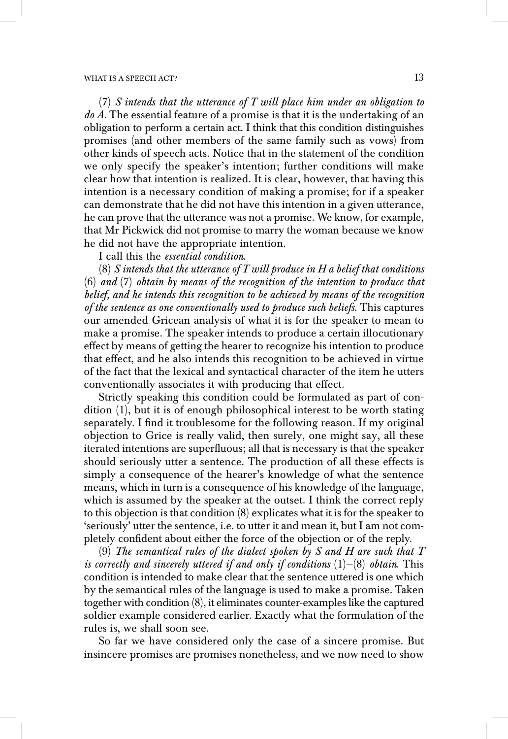(7) *S intends that the utterance of T will place him under an obligation to do A*. The essential feature of a promise is that it is the undertaking of an obligation to perform a certain act. I think that this condition distinguishes promises (and other members of the same family such as vows) from other kinds of speech acts. Notice that in the statement of the condition we only specify the speaker's intention; further conditions will make clear how that intention is realized. It is clear, however, that having this intention is a necessary condition of making a promise; for if a speaker can demonstrate that he did not have this intention in a given utterance, he can prove that the utterance was not a promise. We know, for example, that Mr Pickwick did not promise to marry the woman because we know he did not have the appropriate intention.

I call this the *essential condition*.

(8) *S intends that the utterance of T will produce in H a belief that conditions* (6) *and* (7) *obtain by means of the recognition of the intention to produce that belief, and he intends this recognition to be achieved by means of the recognition of the sentence as one conventionally used to produce such beliefs*. This captures our amended Gricean analysis of what it is for the speaker to mean to make a promise. The speaker intends to produce a certain illocutionary effect by means of getting the hearer to recognize his intention to produce that effect, and he also intends this recognition to be achieved in virtue of the fact that the lexical and syntactical character of the item he utters conventionally associates it with producing that effect.

Strictly speaking this condition could be formulated as part of condition (1), but it is of enough philosophical interest to be worth stating separately. I find it troublesome for the following reason. If my original objection to Grice is really valid, then surely, one might say, all these iterated intentions are superfluous; all that is necessary is that the speaker should seriously utter a sentence. The production of all these effects is simply a consequence of the hearer's knowledge of what the sentence means, which in turn is a consequence of his knowledge of the language, which is assumed by the speaker at the outset. I think the correct reply to this objection is that condition (8) explicates what it is for the speaker to 'seriously' utter the sentence, i.e. to utter it and mean it, but I am not completely confident about either the force of the objection or of the reply.

(9) *The semantical rules of the dialect spoken by S and H are such that T is correctly and sincerely uttered if and only if conditions* (1)–(8) *obtain*. This condition is intended to make clear that the sentence uttered is one which by the semantical rules of the language is used to make a promise. Taken together with condition (8), it eliminates counter-examples like the captured soldier example considered earlier. Exactly what the formulation of the rules is, we shall soon see.

So far we have considered only the case of a sincere promise. But insincere promises are promises nonetheless, and we now need to show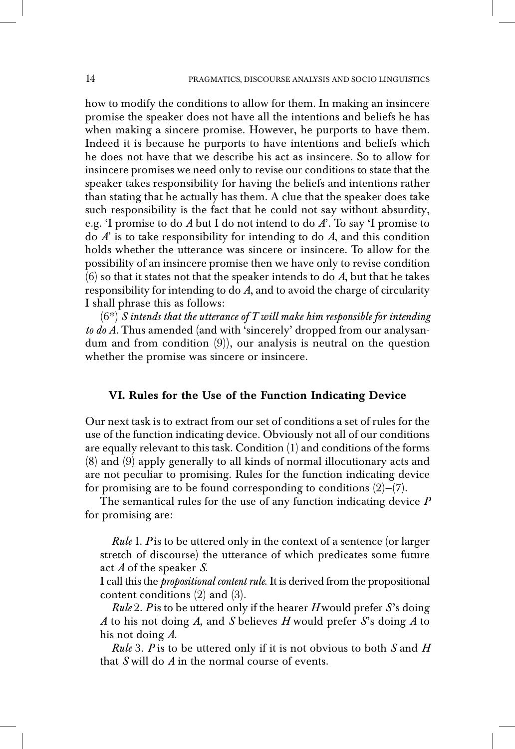how to modify the conditions to allow for them. In making an insincere promise the speaker does not have all the intentions and beliefs he has when making a sincere promise. However, he purports to have them. Indeed it is because he purports to have intentions and beliefs which he does not have that we describe his act as insincere. So to allow for insincere promises we need only to revise our conditions to state that the speaker takes responsibility for having the beliefs and intentions rather than stating that he actually has them. A clue that the speaker does take such responsibility is the fact that he could not say without absurdity, e.g. 'I promise to do *A* but I do not intend to do *A*'. To say 'I promise to do *A*' is to take responsibility for intending to do *A*, and this condition holds whether the utterance was sincere or insincere. To allow for the possibility of an insincere promise then we have only to revise condition (6) so that it states not that the speaker intends to do *A*, but that he takes responsibility for intending to do *A*, and to avoid the charge of circularity I shall phrase this as follows:

(6*) *S intends that the utterance of T will make him responsible for intending to do A*. Thus amended (and with 'sincerely' dropped from our analysandum and from condition (9)), our analysis is neutral on the question whether the promise was sincere or insincere.

## VI. Rules for the Use of the Function Indicating Device

Our next task is to extract from our set of conditions a set of rules for the use of the function indicating device. Obviously not all of our conditions are equally relevant to this task. Condition (1) and conditions of the forms (8) and (9) apply generally to all kinds of normal illocutionary acts and are not peculiar to promising. Rules for the function indicating device for promising are to be found corresponding to conditions (2)–(7).

The semantical rules for the use of any function indicating device *P* for promising are:

> *Rule* 1. *P* is to be uttered only in the context of a sentence (or larger stretch of discourse) the utterance of which predicates some future act *A* of the speaker *S*.

I call this the *propositional content rule*. It is derived from the propositional content conditions (2) and (3).

> *Rule* 2. *P* is to be uttered only if the hearer *H* would prefer *S*'s doing *A* to his not doing *A*, and *S* believes *H* would prefer *S*'s doing *A* to his not doing *A*.

> *Rule* 3. *P* is to be uttered only if it is not obvious to both *S* and *H* that *S* will do *A* in the normal course of events.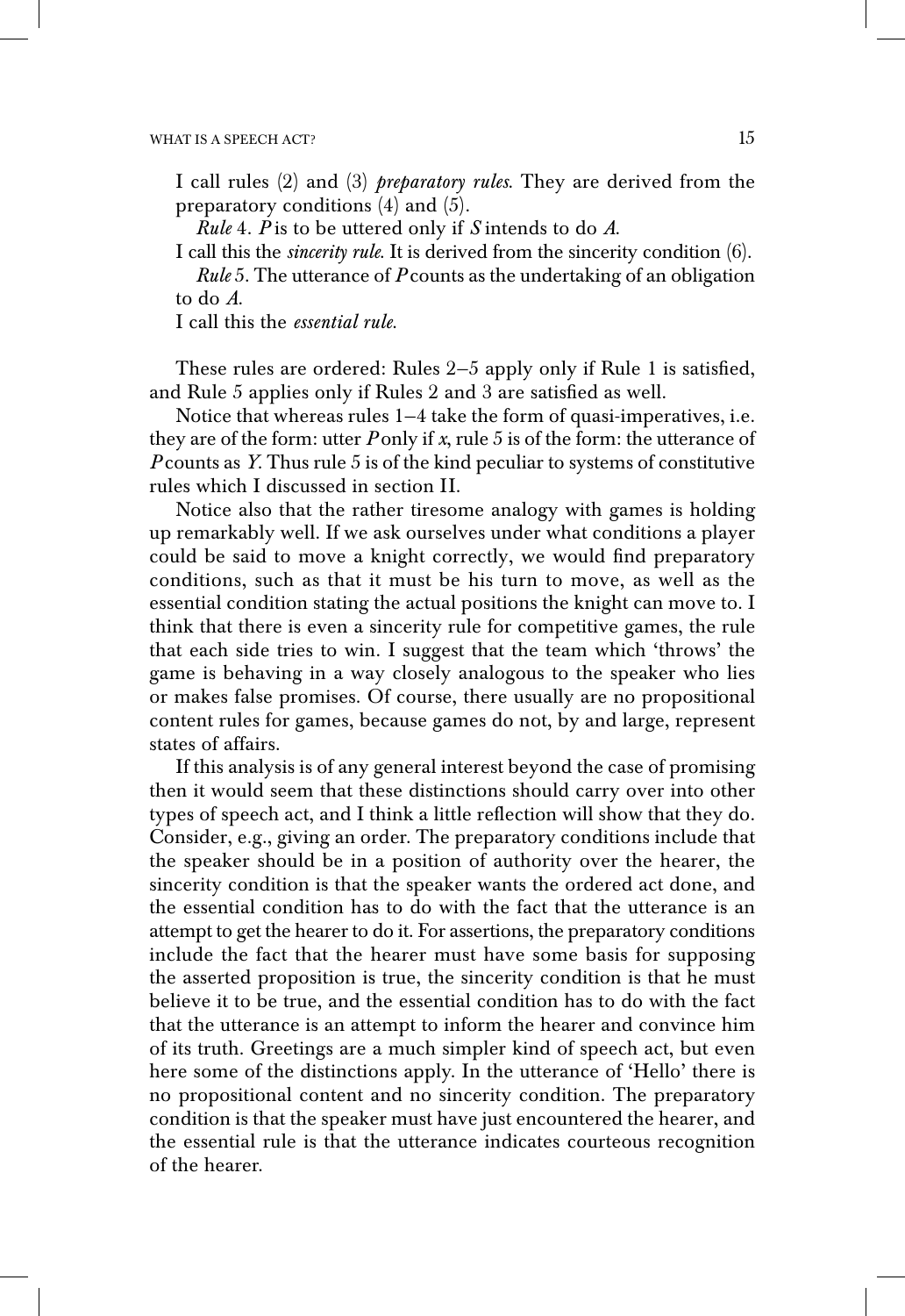I call rules (2) and (3) *preparatory rules*. They are derived from the preparatory conditions (4) and (5).

*Rule* 4. *P* is to be uttered only if *S* intends to do *A*.

I call this the *sincerity rule*. It is derived from the sincerity condition (6).

*Rule* 5. The utterance of *P* counts as the undertaking of an obligation to do *A*.

I call this the *essential rule*.

These rules are ordered: Rules 2–5 apply only if Rule 1 is satisfied, and Rule 5 applies only if Rules 2 and 3 are satisfied as well.

Notice that whereas rules 1–4 take the form of quasi-imperatives, i.e. they are of the form: utter *P* only if *x*, rule 5 is of the form: the utterance of *P* counts as *Y*. Thus rule 5 is of the kind peculiar to systems of constitutive rules which I discussed in section II.

Notice also that the rather tiresome analogy with games is holding up remarkably well. If we ask ourselves under what conditions a player could be said to move a knight correctly, we would find preparatory conditions, such as that it must be his turn to move, as well as the essential condition stating the actual positions the knight can move to. I think that there is even a sincerity rule for competitive games, the rule that each side tries to win. I suggest that the team which 'throws' the game is behaving in a way closely analogous to the speaker who lies or makes false promises. Of course, there usually are no propositional content rules for games, because games do not, by and large, represent states of affairs.

If this analysis is of any general interest beyond the case of promising then it would seem that these distinctions should carry over into other types of speech act, and I think a little reflection will show that they do. Consider, e.g., giving an order. The preparatory conditions include that the speaker should be in a position of authority over the hearer, the sincerity condition is that the speaker wants the ordered act done, and the essential condition has to do with the fact that the utterance is an attempt to get the hearer to do it. For assertions, the preparatory conditions include the fact that the hearer must have some basis for supposing the asserted proposition is true, the sincerity condition is that he must believe it to be true, and the essential condition has to do with the fact that the utterance is an attempt to inform the hearer and convince him of its truth. Greetings are a much simpler kind of speech act, but even here some of the distinctions apply. In the utterance of 'Hello' there is no propositional content and no sincerity condition. The preparatory condition is that the speaker must have just encountered the hearer, and the essential rule is that the utterance indicates courteous recognition of the hearer.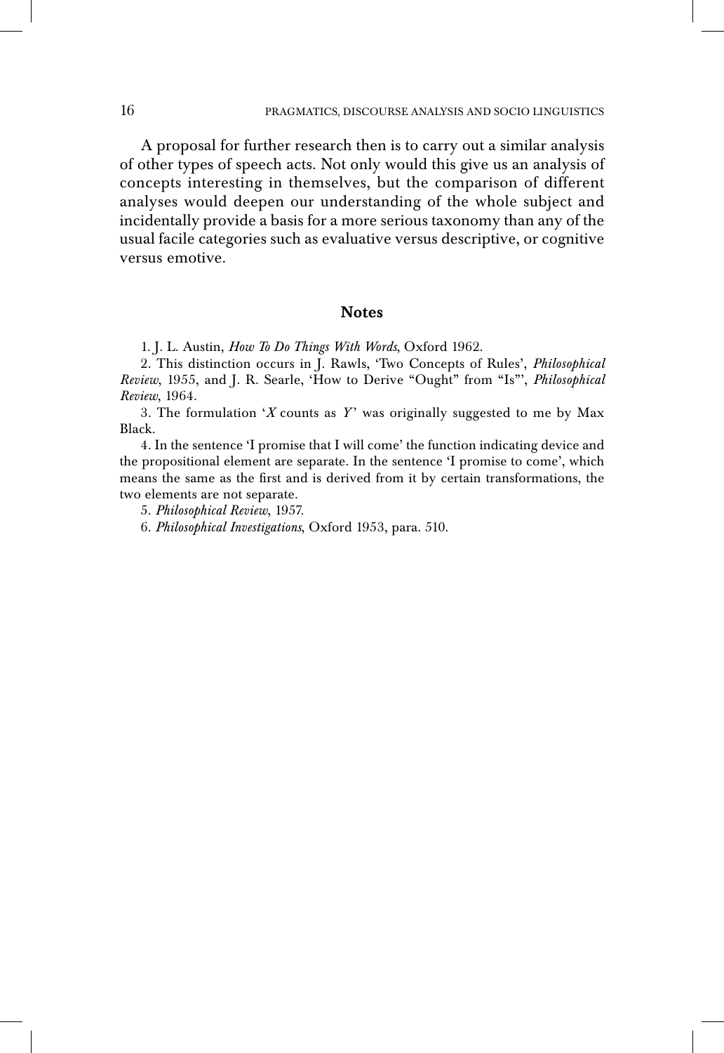A proposal for further research then is to carry out a similar analysis of other types of speech acts. Not only would this give us an analysis of concepts interesting in themselves, but the comparison of different analyses would deepen our understanding of the whole subject and incidentally provide a basis for a more serious taxonomy than any of the usual facile categories such as evaluative versus descriptive, or cognitive versus emotive.

## Notes

1. J. L. Austin, *How To Do Things With Words*, Oxford 1962.

2. This distinction occurs in J. Rawls, 'Two Concepts of Rules', *Philosophical Review*, 1955, and J. R. Searle, 'How to Derive "Ought" from "Is"', *Philosophical Review*, 1964.

3. The formulation '*X* counts as *Y*' was originally suggested to me by Max Black.

4. In the sentence 'I promise that I will come' the function indicating device and the propositional element are separate. In the sentence 'I promise to come', which means the same as the first and is derived from it by certain transformations, the two elements are not separate.

5. *Philosophical Review*, 1957.

6. *Philosophical Investigations*, Oxford 1953, para. 510.